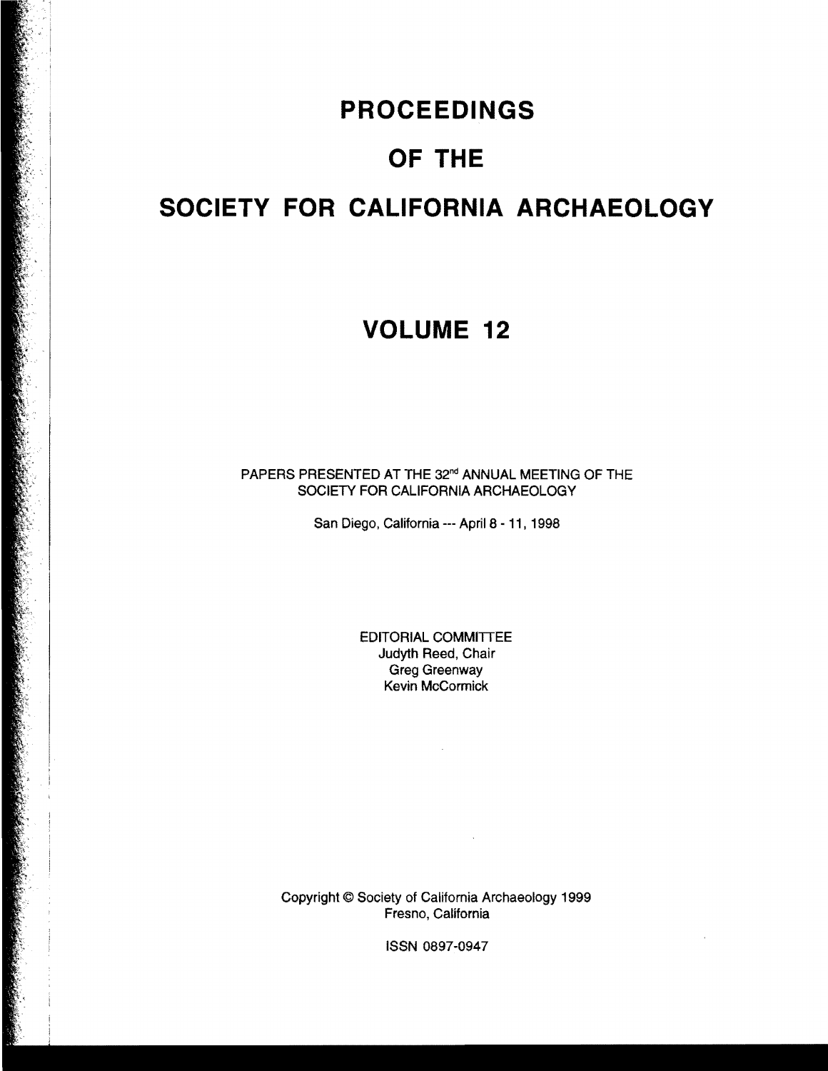# PROCEEDINGS

# OF THE

# SOCIETY FOR CALIFORNIA ARCHAEOLOGY

# VOLUME 12

PAPERS PRESENTED AT THE 32nd ANNUAL MEETING OF THE SOCIETY FOR CALIFORNIA ARCHAEOLOGY

San Diego, California --- April 8 - 11, 1998

EDITORIAL COMMITTEE
Judyth Reed, Chair
Greg Greenway
Kevin McCormick

Copyright © Society of California Archaeology 1999
Fresno, California

ISSN 0897-0947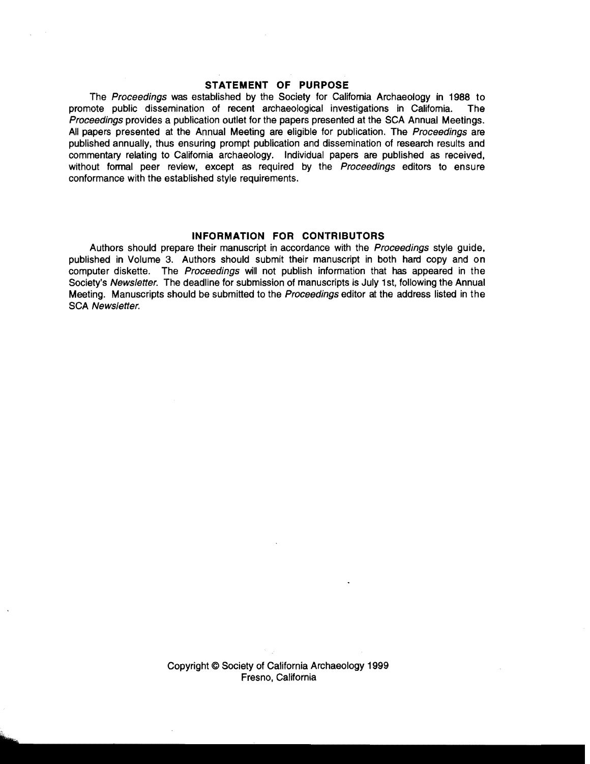## STATEMENT OF PURPOSE

The *Proceedings* was established by the Society for California Archaeology in 1988 to promote public dissemination of recent archaeological investigations in California. The *Proceedings* provides a publication outlet for the papers presented at the SCA Annual Meetings. All papers presented at the Annual Meeting are eligible for publication. The *Proceedings* are published annually, thus ensuring prompt publication and dissemination of research results and commentary relating to California archaeology. Individual papers are published as received, without formal peer review, except as required by the *Proceedings* editors to ensure conformance with the established style requirements.

## INFORMATION FOR CONTRIBUTORS

Authors should prepare their manuscript in accordance with the *Proceedings* style guide, published in Volume 3. Authors should submit their manuscript in both hard copy and on computer diskette. The *Proceedings* will not publish information that has appeared in the Society's *Newsletter*. The deadline for submission of manuscripts is July 1st, following the Annual Meeting. Manuscripts should be submitted to the *Proceedings* editor at the address listed in the SCA *Newsletter*.

Copyright © Society of California Archaeology 1999
Fresno, California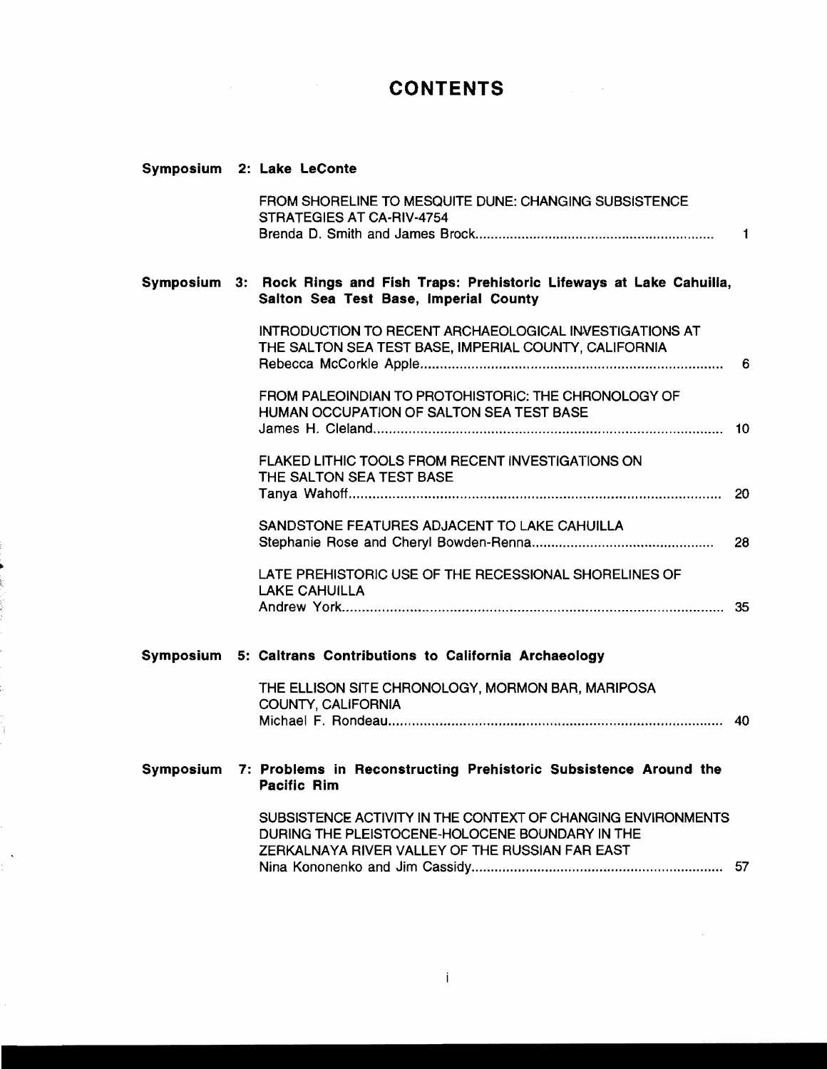# CONTENTS

**Symposium 2: Lake LeConte**

FROM SHORELINE TO MESQUITE DUNE: CHANGING SUBSISTENCE STRATEGIES AT CA-RIV-4754
Brenda D. Smith and James Brock .......... 1

**Symposium 3: Rock Rings and Fish Traps: Prehistoric Lifeways at Lake Cahuilla, Salton Sea Test Base, Imperial County**

INTRODUCTION TO RECENT ARCHAEOLOGICAL INVESTIGATIONS AT THE SALTON SEA TEST BASE, IMPERIAL COUNTY, CALIFORNIA
Rebecca McCorkle Apple .......... 6

FROM PALEOINDIAN TO PROTOHISTORIC: THE CHRONOLOGY OF HUMAN OCCUPATION OF SALTON SEA TEST BASE
James H. Cleland .......... 10

FLAKED LITHIC TOOLS FROM RECENT INVESTIGATIONS ON THE SALTON SEA TEST BASE
Tanya Wahoff .......... 20

SANDSTONE FEATURES ADJACENT TO LAKE CAHUILLA
Stephanie Rose and Cheryl Bowden-Renna .......... 28

LATE PREHISTORIC USE OF THE RECESSIONAL SHORELINES OF LAKE CAHUILLA
Andrew York .......... 35

**Symposium 5: Caltrans Contributions to California Archaeology**

THE ELLISON SITE CHRONOLOGY, MORMON BAR, MARIPOSA COUNTY, CALIFORNIA
Michael F. Rondeau .......... 40

**Symposium 7: Problems in Reconstructing Prehistoric Subsistence Around the Pacific Rim**

SUBSISTENCE ACTIVITY IN THE CONTEXT OF CHANGING ENVIRONMENTS DURING THE PLEISTOCENE-HOLOCENE BOUNDARY IN THE ZERKALNAYA RIVER VALLEY OF THE RUSSIAN FAR EAST
Nina Kononenko and Jim Cassidy .......... 57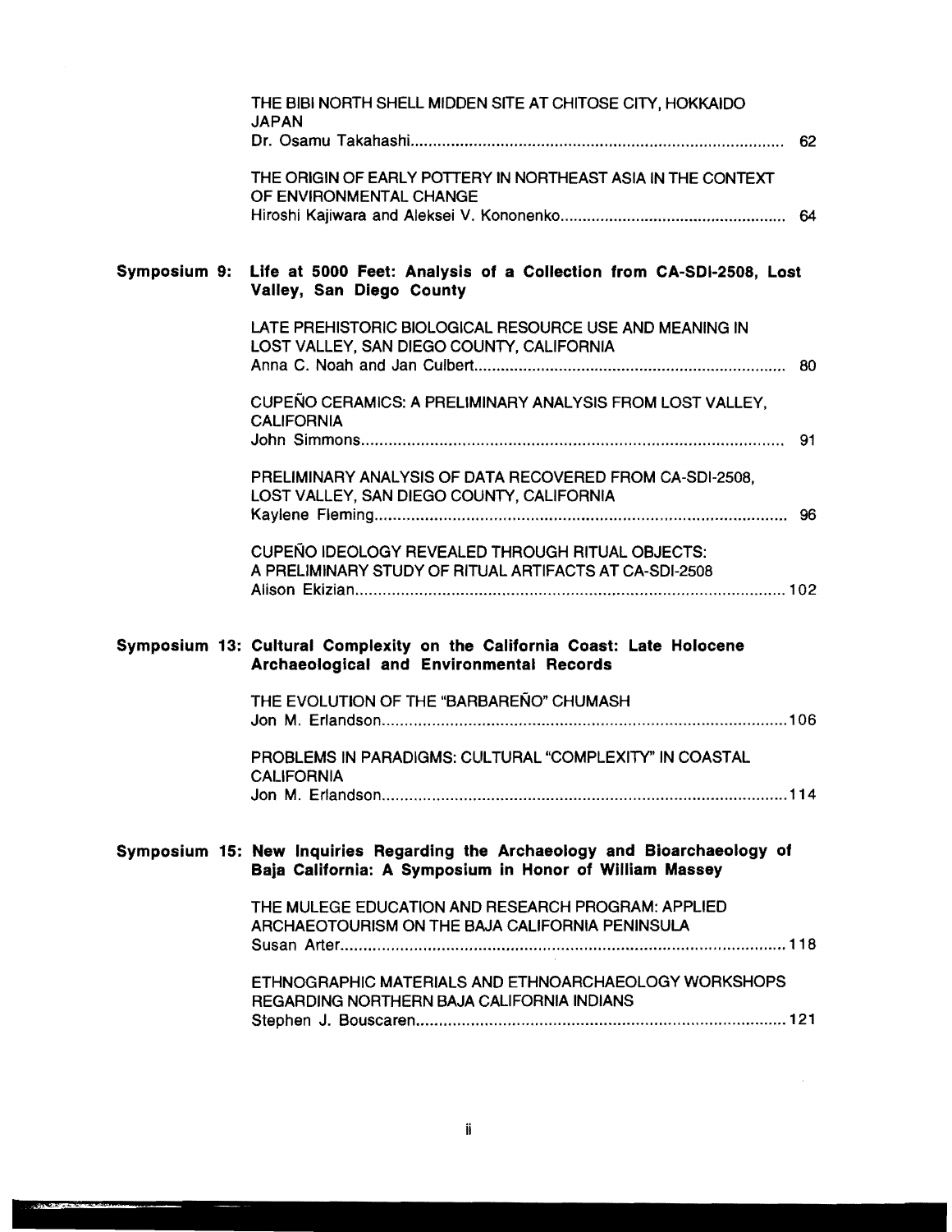THE BIBI NORTH SHELL MIDDEN SITE AT CHITOSE CITY, HOKKAIDO JAPAN
Dr. Osamu Takahashi .................................................................................... 62

THE ORIGIN OF EARLY POTTERY IN NORTHEAST ASIA IN THE CONTEXT OF ENVIRONMENTAL CHANGE
Hiroshi Kajiwara and Aleksei V. Kononenko .................................................. 64

## Symposium 9: Life at 5000 Feet: Analysis of a Collection from CA-SDI-2508, Lost Valley, San Diego County

LATE PREHISTORIC BIOLOGICAL RESOURCE USE AND MEANING IN LOST VALLEY, SAN DIEGO COUNTY, CALIFORNIA
Anna C. Noah and Jan Culbert ..................................................................... 80

CUPEÑO CERAMICS: A PRELIMINARY ANALYSIS FROM LOST VALLEY, CALIFORNIA
John Simmons ............................................................................................ 91

PRELIMINARY ANALYSIS OF DATA RECOVERED FROM CA-SDI-2508, LOST VALLEY, SAN DIEGO COUNTY, CALIFORNIA
Kaylene Fleming .......................................................................................... 96

CUPEÑO IDEOLOGY REVEALED THROUGH RITUAL OBJECTS: A PRELIMINARY STUDY OF RITUAL ARTIFACTS AT CA-SDI-2508
Alison Ekizian ............................................................................................. 102

## Symposium 13: Cultural Complexity on the California Coast: Late Holocene Archaeological and Environmental Records

THE EVOLUTION OF THE "BARBAREÑO" CHUMASH
Jon M. Erlandson ........................................................................................ 106

PROBLEMS IN PARADIGMS: CULTURAL "COMPLEXITY" IN COASTAL CALIFORNIA
Jon M. Erlandson ........................................................................................ 114

## Symposium 15: New Inquiries Regarding the Archaeology and Bioarchaeology of Baja California: A Symposium in Honor of William Massey

THE MULEGE EDUCATION AND RESEARCH PROGRAM: APPLIED ARCHAEOTOURISM ON THE BAJA CALIFORNIA PENINSULA
Susan Arter ................................................................................................. 118

ETHNOGRAPHIC MATERIALS AND ETHNOARCHAEOLOGY WORKSHOPS REGARDING NORTHERN BAJA CALIFORNIA INDIANS
Stephen J. Bouscaren .................................................................................. 121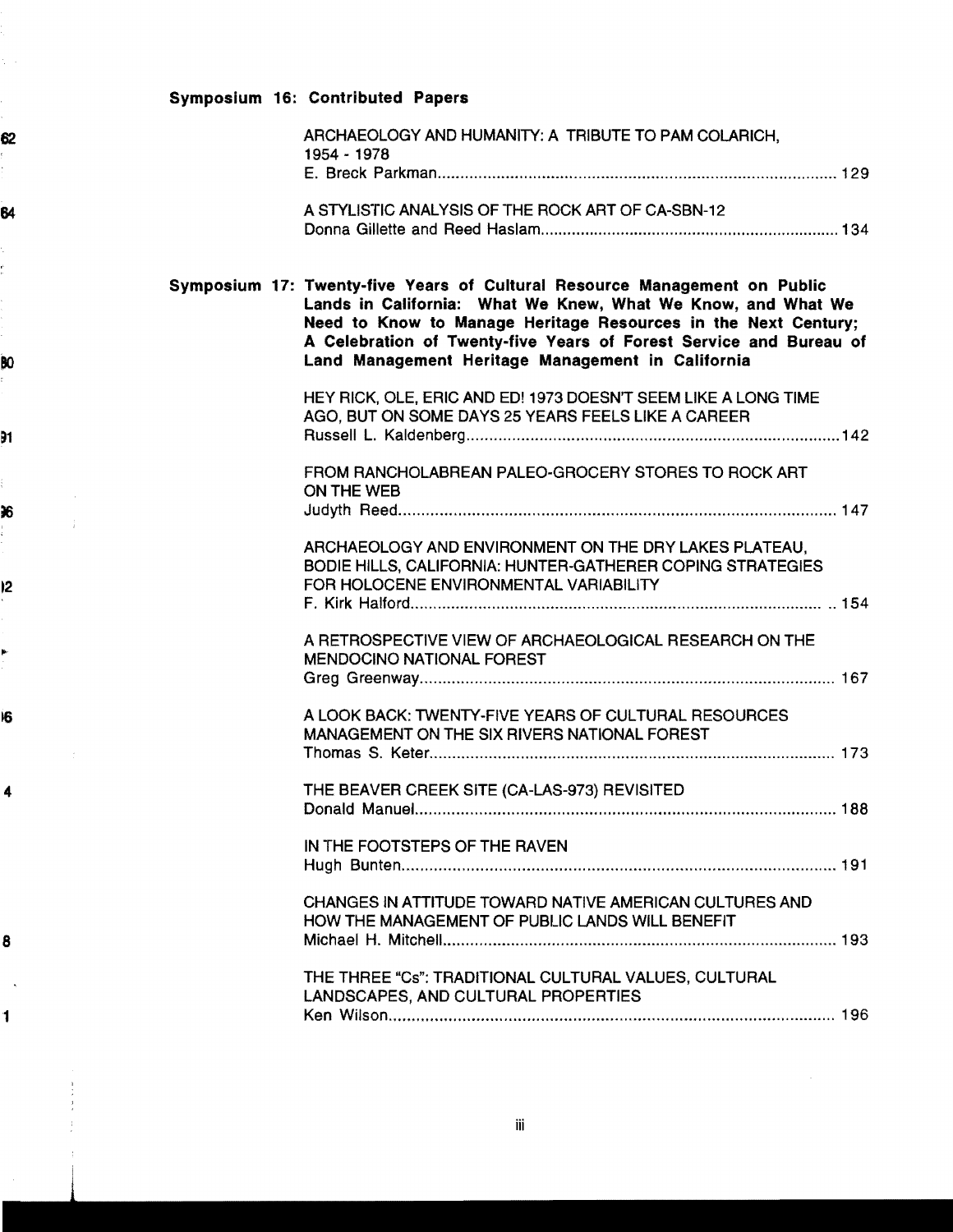**Symposium 16: Contributed Papers**

ARCHAEOLOGY AND HUMANITY: A TRIBUTE TO PAM COLARICH, 1954 - 1978
E. Breck Parkman ........................................ 129

A STYLISTIC ANALYSIS OF THE ROCK ART OF CA-SBN-12
Donna Gillette and Reed Haslam ........................................ 134

**Symposium 17: Twenty-five Years of Cultural Resource Management on Public Lands in California: What We Knew, What We Know, and What We Need to Know to Manage Heritage Resources in the Next Century; A Celebration of Twenty-five Years of Forest Service and Bureau of Land Management Heritage Management in California**

HEY RICK, OLE, ERIC AND ED! 1973 DOESN'T SEEM LIKE A LONG TIME AGO, BUT ON SOME DAYS 25 YEARS FEELS LIKE A CAREER
Russell L. Kaldenberg ........................................ 142

FROM RANCHOLABREAN PALEO-GROCERY STORES TO ROCK ART ON THE WEB
Judyth Reed ........................................ 147

ARCHAEOLOGY AND ENVIRONMENT ON THE DRY LAKES PLATEAU, BODIE HILLS, CALIFORNIA: HUNTER-GATHERER COPING STRATEGIES FOR HOLOCENE ENVIRONMENTAL VARIABILITY
F. Kirk Halford ........................................ 154

A RETROSPECTIVE VIEW OF ARCHAEOLOGICAL RESEARCH ON THE MENDOCINO NATIONAL FOREST
Greg Greenway ........................................ 167

A LOOK BACK: TWENTY-FIVE YEARS OF CULTURAL RESOURCES MANAGEMENT ON THE SIX RIVERS NATIONAL FOREST
Thomas S. Keter ........................................ 173

THE BEAVER CREEK SITE (CA-LAS-973) REVISITED
Donald Manuel ........................................ 188

IN THE FOOTSTEPS OF THE RAVEN
Hugh Bunten ........................................ 191

CHANGES IN ATTITUDE TOWARD NATIVE AMERICAN CULTURES AND HOW THE MANAGEMENT OF PUBLIC LANDS WILL BENEFIT
Michael H. Mitchell ........................................ 193

THE THREE "Cs": TRADITIONAL CULTURAL VALUES, CULTURAL LANDSCAPES, AND CULTURAL PROPERTIES
Ken Wilson ........................................ 196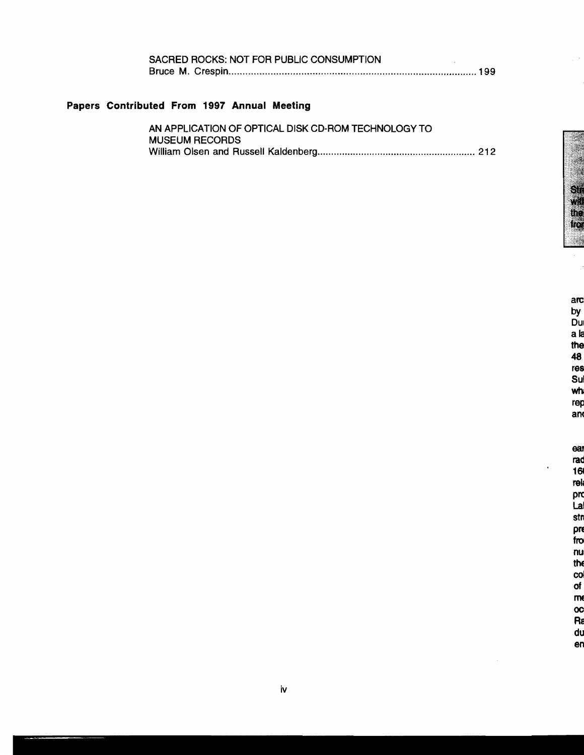SACRED ROCKS: NOT FOR PUBLIC CONSUMPTION
Bruce M. Crespin........................................................................................ 199

## Papers Contributed From 1997 Annual Meeting

AN APPLICATION OF OPTICAL DISK CD-ROM TECHNOLOGY TO MUSEUM RECORDS
William Olsen and Russell Kaldenberg......................................................... 212